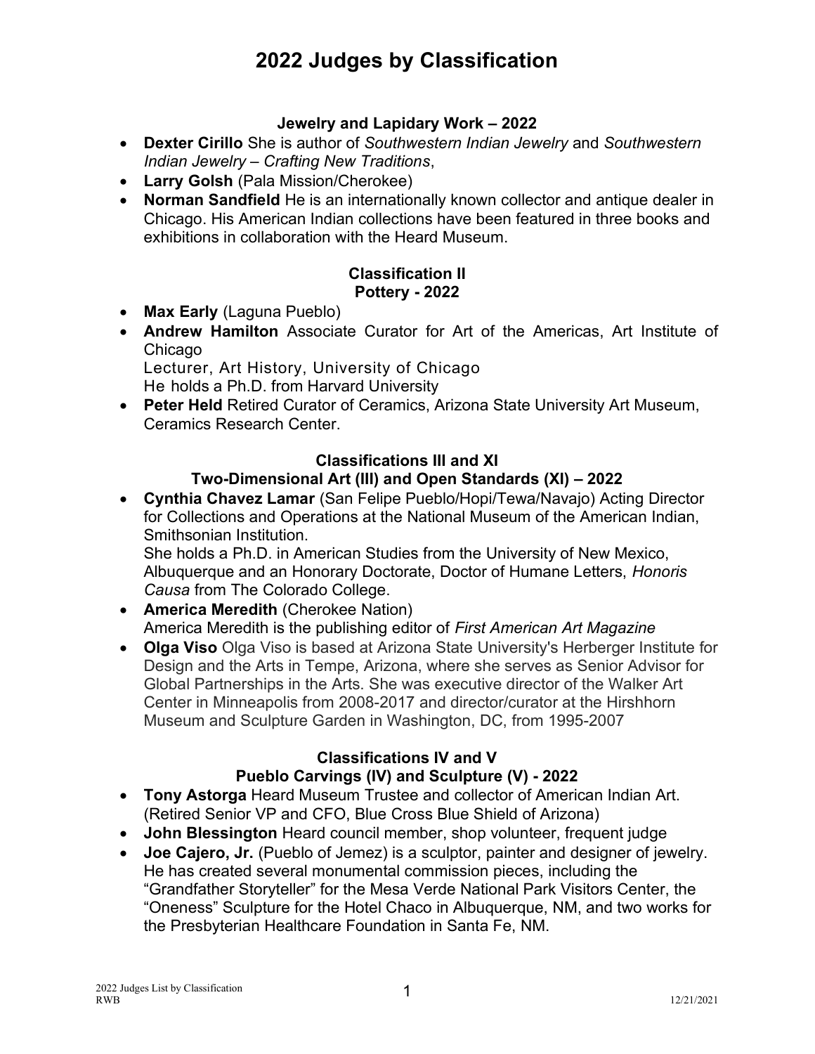# 2022 Judges by Classification

### Jewelry and Lapidary Work – 2022

- **Dexter Cirillo** She is author of *Southwestern Indian Jewelry* and *Southwestern Indian Jewelry – Crafting New Traditions*,
- **Larry Golsh** (Pala Mission/Cherokee)
- **Norman Sandfield** He is an internationally known collector and antique dealer in Chicago. His American Indian collections have been featured in three books and exhibitions in collaboration with the Heard Museum.

### Classification II
### Pottery - 2022

- **Max Early** (Laguna Pueblo)
- **Andrew Hamilton** Associate Curator for Art of the Americas, Art Institute of Chicago
  Lecturer, Art History, University of Chicago
  He holds a Ph.D. from Harvard University
- **Peter Held** Retired Curator of Ceramics, Arizona State University Art Museum, Ceramics Research Center.

### Classifications III and XI
### Two-Dimensional Art (III) and Open Standards (XI) – 2022

- **Cynthia Chavez Lamar** (San Felipe Pueblo/Hopi/Tewa/Navajo) Acting Director for Collections and Operations at the National Museum of the American Indian, Smithsonian Institution.
  She holds a Ph.D. in American Studies from the University of New Mexico, Albuquerque and an Honorary Doctorate, Doctor of Humane Letters, *Honoris Causa* from The Colorado College.
- **America Meredith** (Cherokee Nation)
  America Meredith is the publishing editor of *First American Art Magazine*
- **Olga Viso** Olga Viso is based at Arizona State University's Herberger Institute for Design and the Arts in Tempe, Arizona, where she serves as Senior Advisor for Global Partnerships in the Arts. She was executive director of the Walker Art Center in Minneapolis from 2008-2017 and director/curator at the Hirshhorn Museum and Sculpture Garden in Washington, DC, from 1995-2007

### Classifications IV and V
### Pueblo Carvings (IV) and Sculpture (V) - 2022

- **Tony Astorga** Heard Museum Trustee and collector of American Indian Art. (Retired Senior VP and CFO, Blue Cross Blue Shield of Arizona)
- **John Blessington** Heard council member, shop volunteer, frequent judge
- **Joe Cajero, Jr.** (Pueblo of Jemez) is a sculptor, painter and designer of jewelry. He has created several monumental commission pieces, including the "Grandfather Storyteller" for the Mesa Verde National Park Visitors Center, the "Oneness" Sculpture for the Hotel Chaco in Albuquerque, NM, and two works for the Presbyterian Healthcare Foundation in Santa Fe, NM.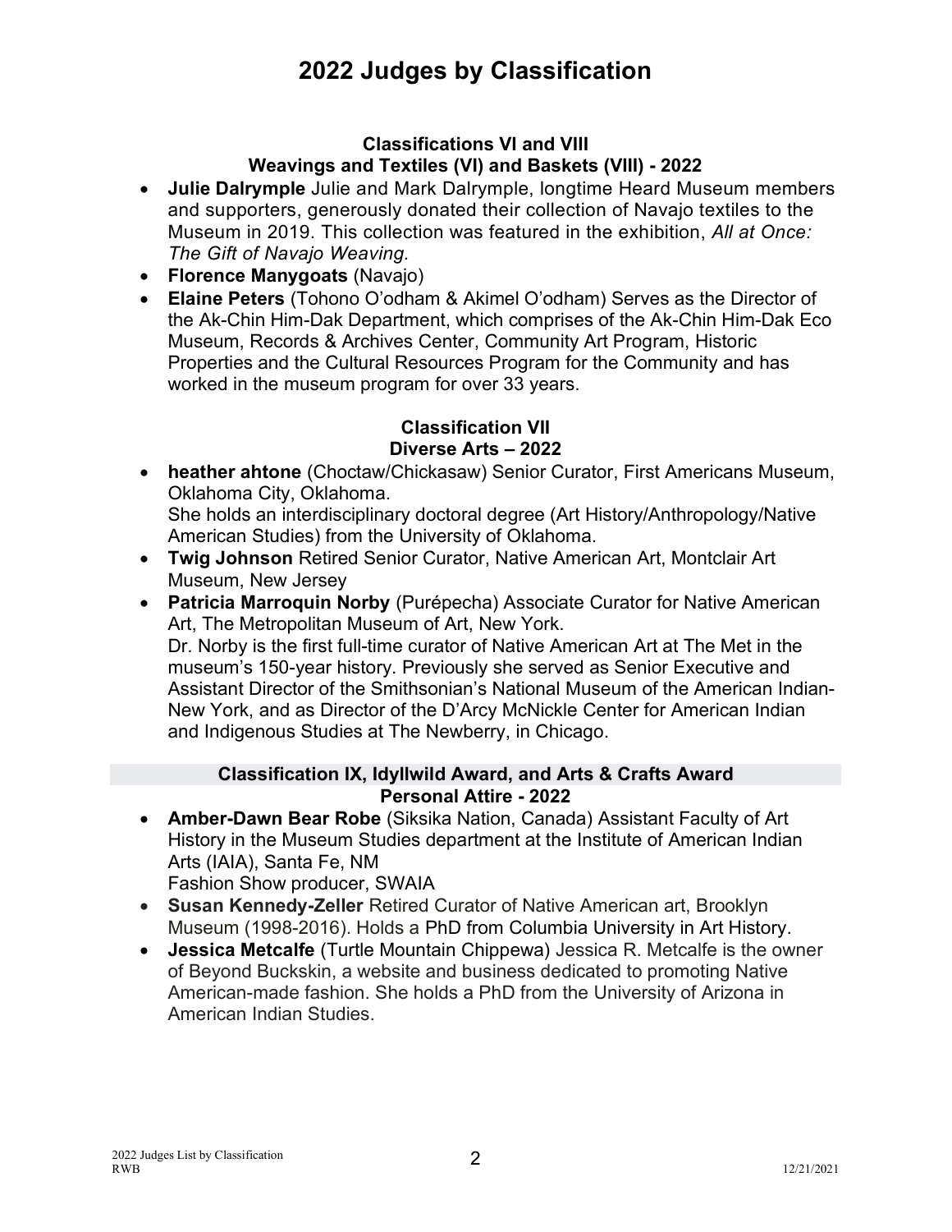// Formatting Override: This is a structured document. Use markdown headings, lists, and bold formatting to reflect the original layout.

# 2022 Judges by Classification

## Classifications VI and VIII
## Weavings and Textiles (VI) and Baskets (VIII) - 2022

- **Julie Dalrymple** Julie and Mark Dalrymple, longtime Heard Museum members and supporters, generously donated their collection of Navajo textiles to the Museum in 2019. This collection was featured in the exhibition, *All at Once: The Gift of Navajo Weaving.*
- **Florence Manygoats** (Navajo)
- **Elaine Peters** (Tohono O'odham & Akimel O'odham) Serves as the Director of the Ak-Chin Him-Dak Department, which comprises of the Ak-Chin Him-Dak Eco Museum, Records & Archives Center, Community Art Program, Historic Properties and the Cultural Resources Program for the Community and has worked in the museum program for over 33 years.

## Classification VII
## Diverse Arts – 2022

- **heather ahtone** (Choctaw/Chickasaw) Senior Curator, First Americans Museum, Oklahoma City, Oklahoma.
  She holds an interdisciplinary doctoral degree (Art History/Anthropology/Native American Studies) from the University of Oklahoma.
- **Twig Johnson** Retired Senior Curator, Native American Art, Montclair Art Museum, New Jersey
- **Patricia Marroquin Norby** (Purépecha) Associate Curator for Native American Art, The Metropolitan Museum of Art, New York.
  Dr. Norby is the first full-time curator of Native American Art at The Met in the museum's 150-year history. Previously she served as Senior Executive and Assistant Director of the Smithsonian's National Museum of the American Indian-New York, and as Director of the D'Arcy McNickle Center for American Indian and Indigenous Studies at The Newberry, in Chicago.

## Classification IX, Idyllwild Award, and Arts & Crafts Award
## Personal Attire - 2022

- **Amber-Dawn Bear Robe** (Siksika Nation, Canada) Assistant Faculty of Art History in the Museum Studies department at the Institute of American Indian Arts (IAIA), Santa Fe, NM
  Fashion Show producer, SWAIA
- **Susan Kennedy-Zeller** Retired Curator of Native American art, Brooklyn Museum (1998-2016). Holds a PhD from Columbia University in Art History.
- **Jessica Metcalfe** (Turtle Mountain Chippewa) Jessica R. Metcalfe is the owner of Beyond Buckskin, a website and business dedicated to promoting Native American-made fashion. She holds a PhD from the University of Arizona in American Indian Studies.